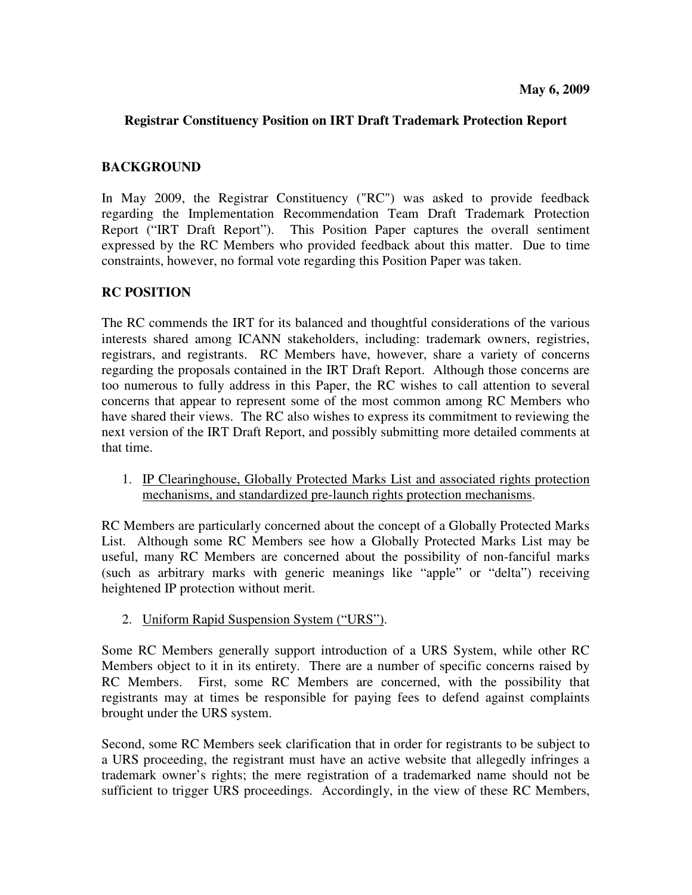**May 6, 2009**

## Registrar Constituency Position on IRT Draft Trademark Protection Report

### BACKGROUND

In May 2009, the Registrar Constituency ("RC") was asked to provide feedback regarding the Implementation Recommendation Team Draft Trademark Protection Report ("IRT Draft Report"). This Position Paper captures the overall sentiment expressed by the RC Members who provided feedback about this matter. Due to time constraints, however, no formal vote regarding this Position Paper was taken.

### RC POSITION

The RC commends the IRT for its balanced and thoughtful considerations of the various interests shared among ICANN stakeholders, including: trademark owners, registries, registrars, and registrants. RC Members have, however, share a variety of concerns regarding the proposals contained in the IRT Draft Report. Although those concerns are too numerous to fully address in this Paper, the RC wishes to call attention to several concerns that appear to represent some of the most common among RC Members who have shared their views. The RC also wishes to express its commitment to reviewing the next version of the IRT Draft Report, and possibly submitting more detailed comments at that time.

1. <u>IP Clearinghouse, Globally Protected Marks List and associated rights protection mechanisms, and standardized pre-launch rights protection mechanisms</u>.

RC Members are particularly concerned about the concept of a Globally Protected Marks List. Although some RC Members see how a Globally Protected Marks List may be useful, many RC Members are concerned about the possibility of non-fanciful marks (such as arbitrary marks with generic meanings like "apple" or "delta") receiving heightened IP protection without merit.

2. <u>Uniform Rapid Suspension System ("URS")</u>.

Some RC Members generally support introduction of a URS System, while other RC Members object to it in its entirety. There are a number of specific concerns raised by RC Members. First, some RC Members are concerned, with the possibility that registrants may at times be responsible for paying fees to defend against complaints brought under the URS system.

Second, some RC Members seek clarification that in order for registrants to be subject to a URS proceeding, the registrant must have an active website that allegedly infringes a trademark owner's rights; the mere registration of a trademarked name should not be sufficient to trigger URS proceedings. Accordingly, in the view of these RC Members,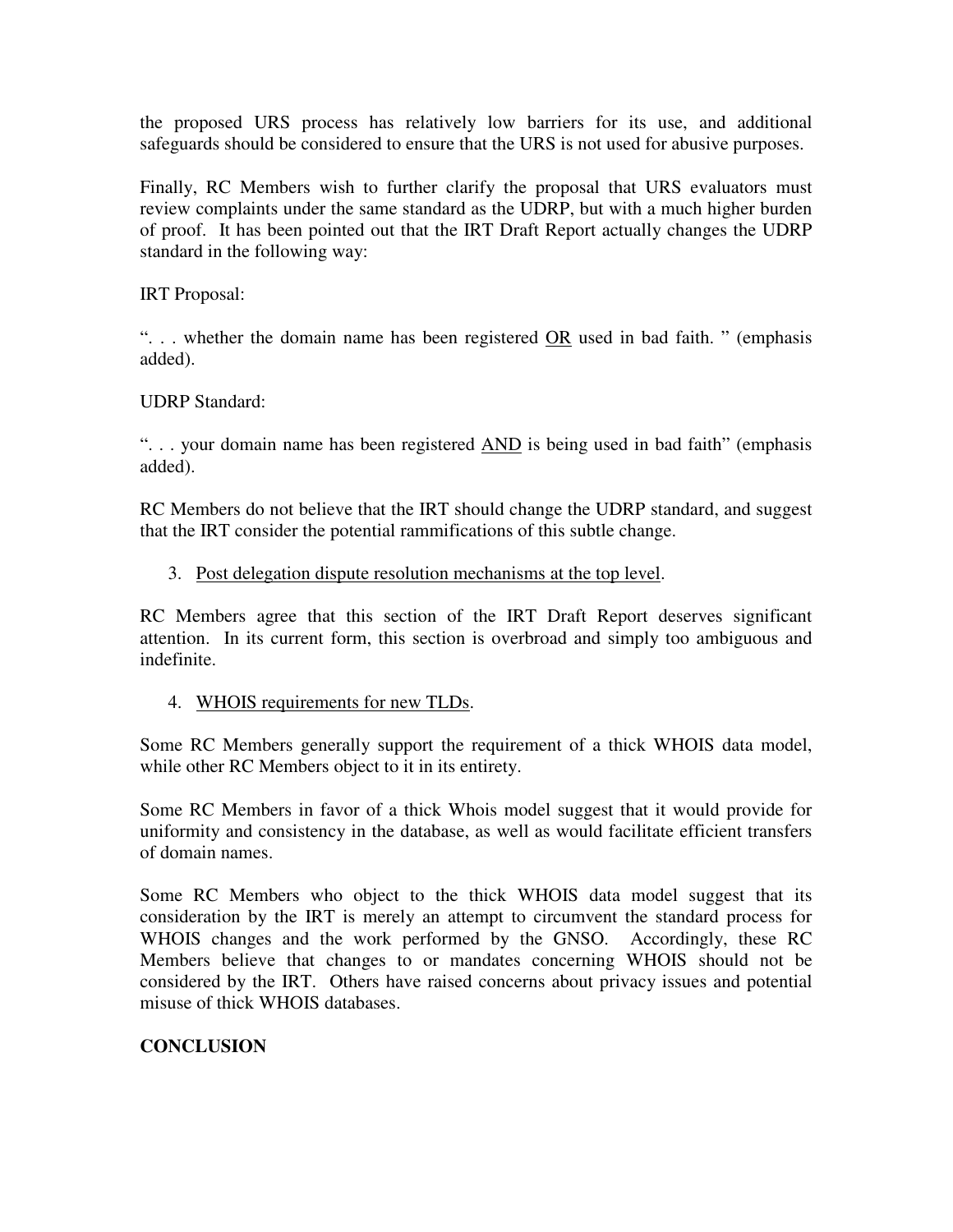the proposed URS process has relatively low barriers for its use, and additional safeguards should be considered to ensure that the URS is not used for abusive purposes.

Finally, RC Members wish to further clarify the proposal that URS evaluators must review complaints under the same standard as the UDRP, but with a much higher burden of proof. It has been pointed out that the IRT Draft Report actually changes the UDRP standard in the following way:

IRT Proposal:

". . . whether the domain name has been registered <u>OR</u> used in bad faith. " (emphasis added).

UDRP Standard:

". . . your domain name has been registered <u>AND</u> is being used in bad faith" (emphasis added).

RC Members do not believe that the IRT should change the UDRP standard, and suggest that the IRT consider the potential rammifications of this subtle change.

3. <u>Post delegation dispute resolution mechanisms at the top level</u>.

RC Members agree that this section of the IRT Draft Report deserves significant attention. In its current form, this section is overbroad and simply too ambiguous and indefinite.

4. <u>WHOIS requirements for new TLDs</u>.

Some RC Members generally support the requirement of a thick WHOIS data model, while other RC Members object to it in its entirety.

Some RC Members in favor of a thick Whois model suggest that it would provide for uniformity and consistency in the database, as well as would facilitate efficient transfers of domain names.

Some RC Members who object to the thick WHOIS data model suggest that its consideration by the IRT is merely an attempt to circumvent the standard process for WHOIS changes and the work performed by the GNSO. Accordingly, these RC Members believe that changes to or mandates concerning WHOIS should not be considered by the IRT. Others have raised concerns about privacy issues and potential misuse of thick WHOIS databases.

**CONCLUSION**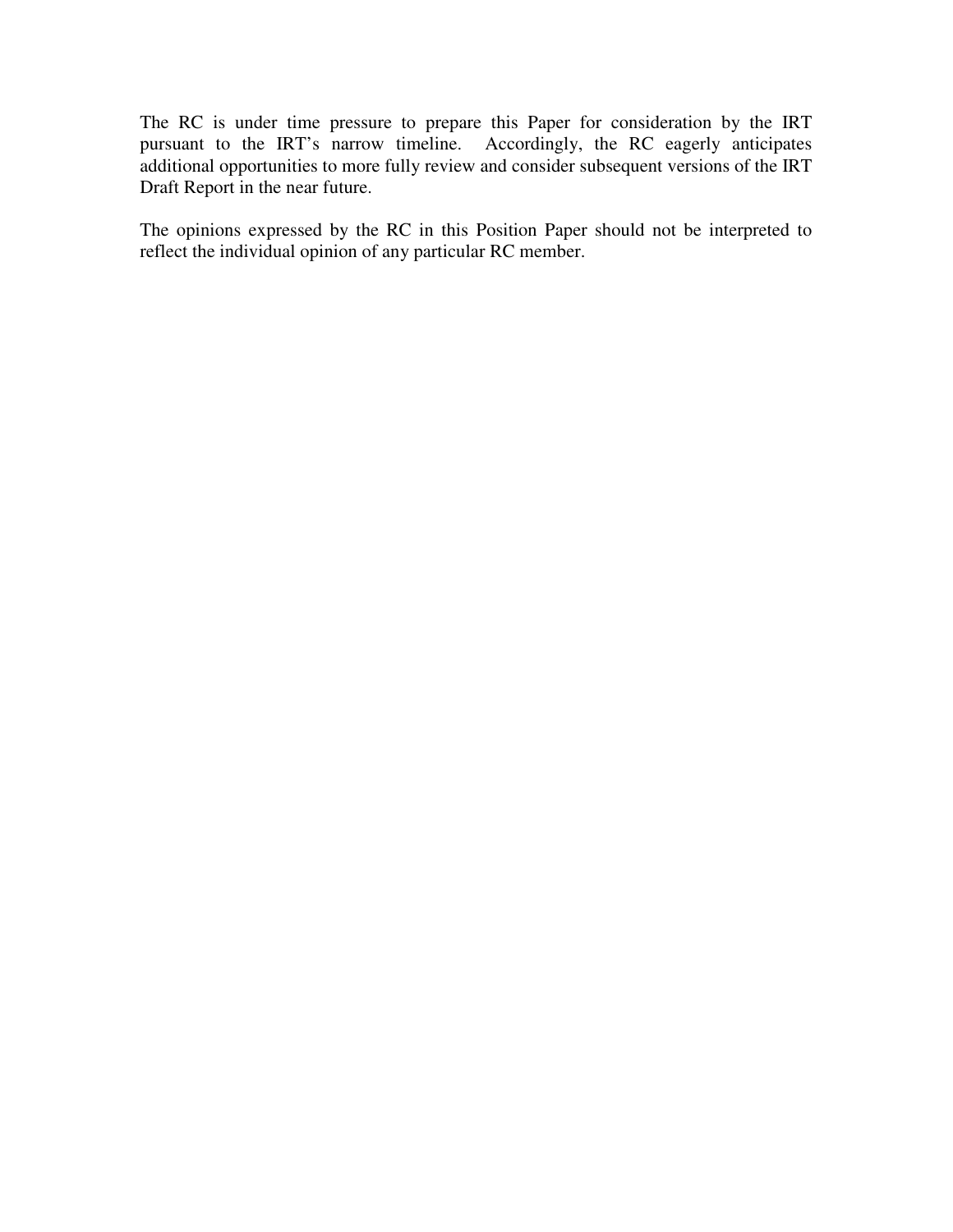The RC is under time pressure to prepare this Paper for consideration by the IRT pursuant to the IRT's narrow timeline. Accordingly, the RC eagerly anticipates additional opportunities to more fully review and consider subsequent versions of the IRT Draft Report in the near future.

The opinions expressed by the RC in this Position Paper should not be interpreted to reflect the individual opinion of any particular RC member.